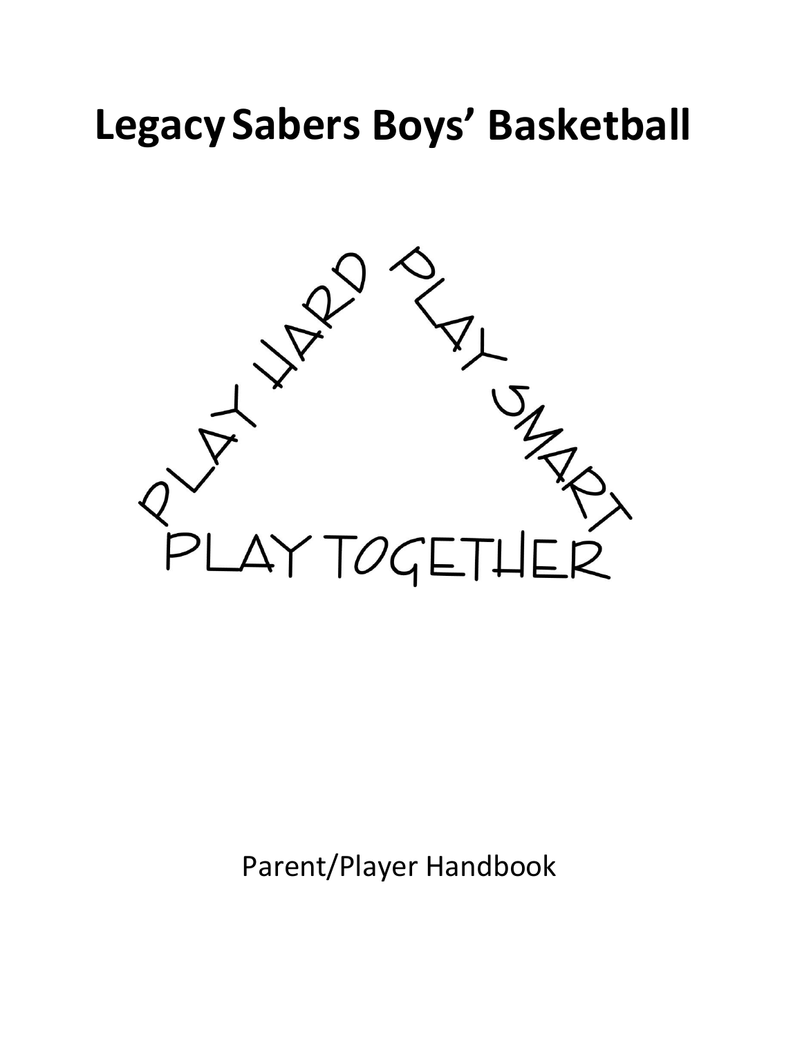# Legacy Sabers Boys' Basketball

PLAY HARD

PLAY SMART

PLAY TOGETHER

Parent/Player Handbook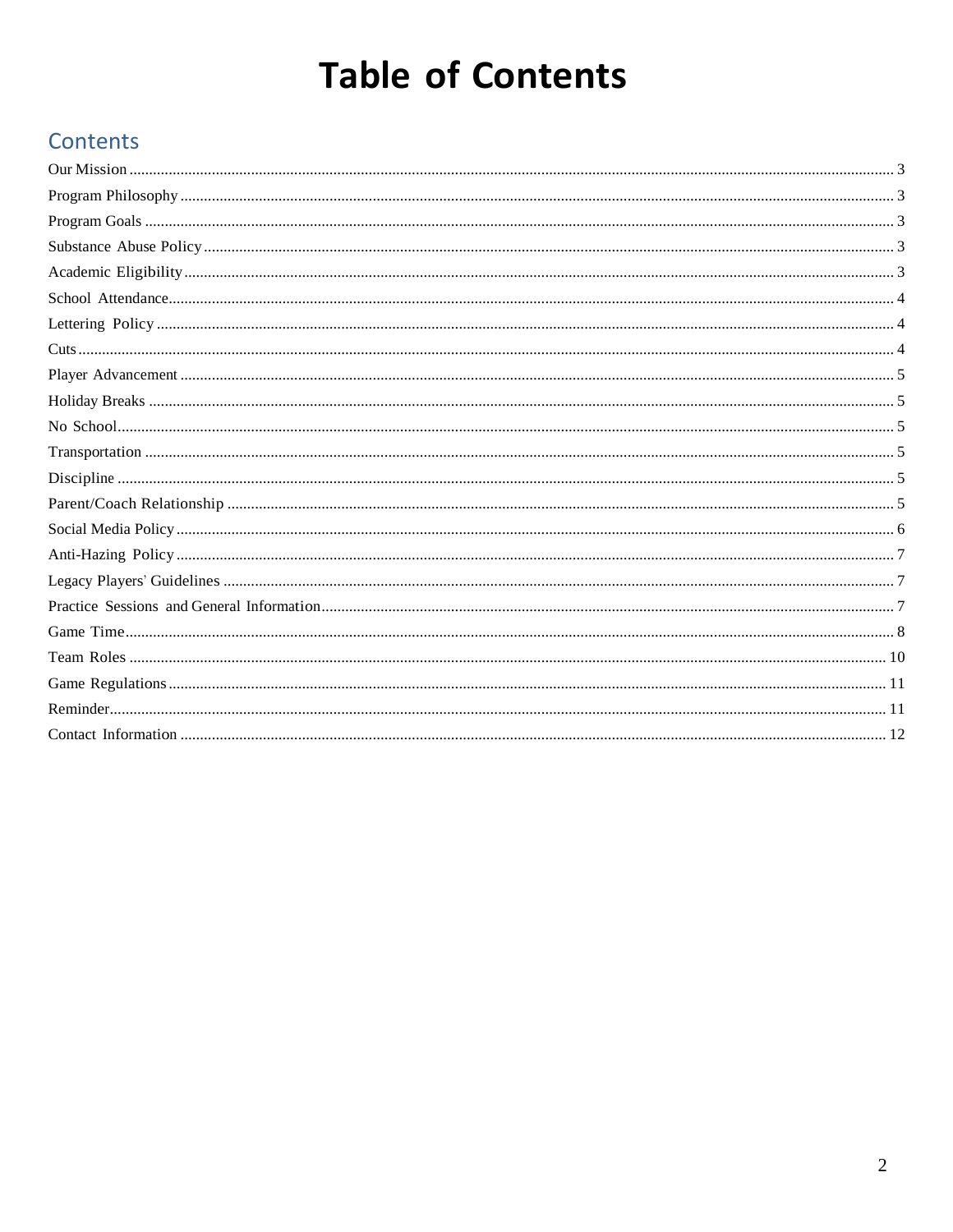# Table of Contents

## Contents

Our Mission ........ 3
Program Philosophy ........ 3
Program Goals ........ 3
Substance Abuse Policy ........ 3
Academic Eligibility ........ 3
School Attendance ........ 4
Lettering Policy ........ 4
Cuts ........ 4
Player Advancement ........ 5
Holiday Breaks ........ 5
No School ........ 5
Transportation ........ 5
Discipline ........ 5
Parent/Coach Relationship ........ 5
Social Media Policy ........ 6
Anti-Hazing Policy ........ 7
Legacy Players' Guidelines ........ 7
Practice Sessions and General Information ........ 7
Game Time ........ 8
Team Roles ........ 10
Game Regulations ........ 11
Reminder ........ 11
Contact Information ........ 12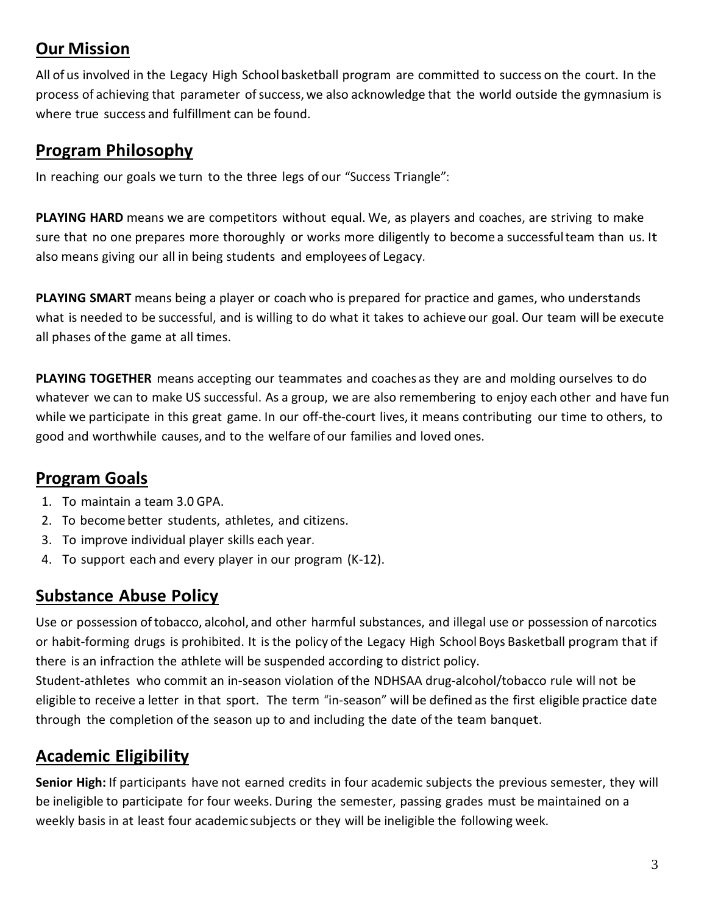## Our Mission

All of us involved in the Legacy High School basketball program are committed to success on the court. In the process of achieving that parameter of success, we also acknowledge that the world outside the gymnasium is where true success and fulfillment can be found.

## Program Philosophy

In reaching our goals we turn to the three legs of our "Success Triangle":

**PLAYING HARD** means we are competitors without equal. We, as players and coaches, are striving to make sure that no one prepares more thoroughly or works more diligently to become a successful team than us. It also means giving our all in being students and employees of Legacy.

**PLAYING SMART** means being a player or coach who is prepared for practice and games, who understands what is needed to be successful, and is willing to do what it takes to achieve our goal. Our team will be execute all phases of the game at all times.

**PLAYING TOGETHER** means accepting our teammates and coaches as they are and molding ourselves to do whatever we can to make US successful. As a group, we are also remembering to enjoy each other and have fun while we participate in this great game. In our off-the-court lives, it means contributing our time to others, to good and worthwhile causes, and to the welfare of our families and loved ones.

## Program Goals

1. To maintain a team 3.0 GPA.
2. To become better students, athletes, and citizens.
3. To improve individual player skills each year.
4. To support each and every player in our program (K-12).

## Substance Abuse Policy

Use or possession of tobacco, alcohol, and other harmful substances, and illegal use or possession of narcotics or habit-forming drugs is prohibited. It is the policy of the Legacy High School Boys Basketball program that if there is an infraction the athlete will be suspended according to district policy.
Student-athletes who commit an in-season violation of the NDHSAA drug-alcohol/tobacco rule will not be eligible to receive a letter in that sport. The term "in-season" will be defined as the first eligible practice date through the completion of the season up to and including the date of the team banquet.

## Academic Eligibility

**Senior High:** If participants have not earned credits in four academic subjects the previous semester, they will be ineligible to participate for four weeks. During the semester, passing grades must be maintained on a weekly basis in at least four academic subjects or they will be ineligible the following week.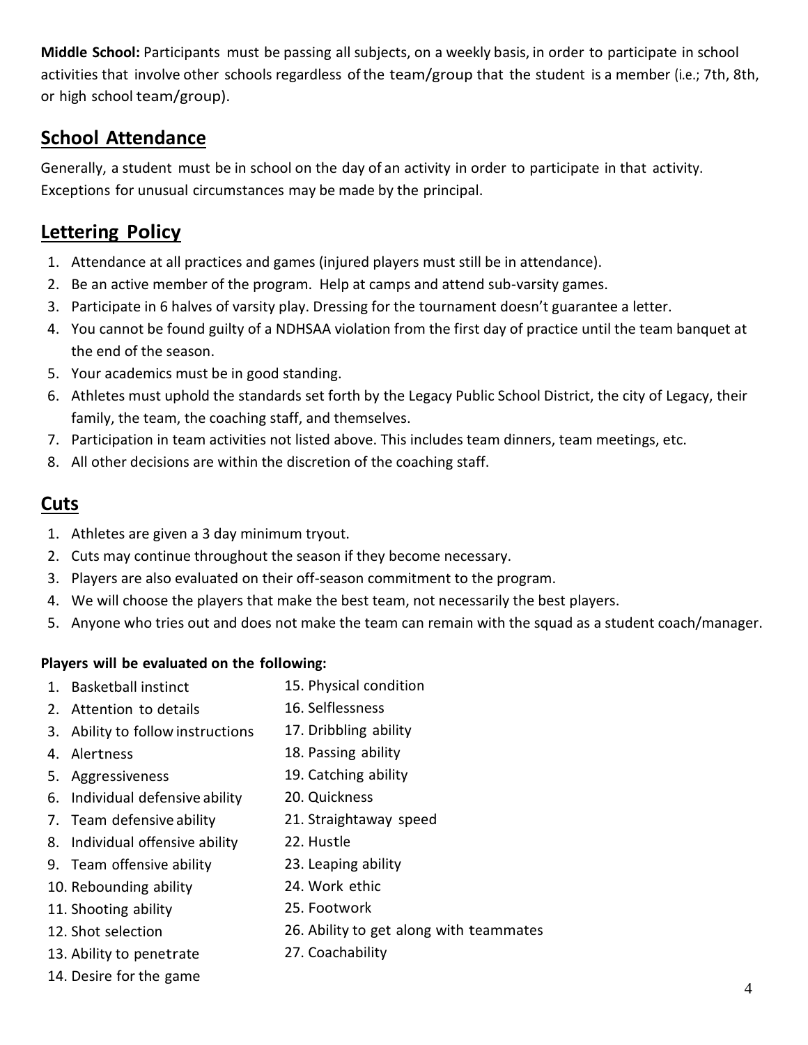**Middle School:** Participants must be passing all subjects, on a weekly basis, in order to participate in school activities that involve other schools regardless of the team/group that the student is a member (i.e.; 7th, 8th, or high school team/group).

## School Attendance

Generally, a student must be in school on the day of an activity in order to participate in that activity. Exceptions for unusual circumstances may be made by the principal.

## Lettering Policy

1. Attendance at all practices and games (injured players must still be in attendance).
2. Be an active member of the program. Help at camps and attend sub-varsity games.
3. Participate in 6 halves of varsity play. Dressing for the tournament doesn't guarantee a letter.
4. You cannot be found guilty of a NDHSAA violation from the first day of practice until the team banquet at the end of the season.
5. Your academics must be in good standing.
6. Athletes must uphold the standards set forth by the Legacy Public School District, the city of Legacy, their family, the team, the coaching staff, and themselves.
7. Participation in team activities not listed above. This includes team dinners, team meetings, etc.
8. All other decisions are within the discretion of the coaching staff.

## Cuts

1. Athletes are given a 3 day minimum tryout.
2. Cuts may continue throughout the season if they become necessary.
3. Players are also evaluated on their off-season commitment to the program.
4. We will choose the players that make the best team, not necessarily the best players.
5. Anyone who tries out and does not make the team can remain with the squad as a student coach/manager.

**Players will be evaluated on the following:**

1. Basketball instinct
2. Attention to details
3. Ability to follow instructions
4. Alertness
5. Aggressiveness
6. Individual defensive ability
7. Team defensive ability
8. Individual offensive ability
9. Team offensive ability
10. Rebounding ability
11. Shooting ability
12. Shot selection
13. Ability to penetrate
14. Desire for the game
15. Physical condition
16. Selflessness
17. Dribbling ability
18. Passing ability
19. Catching ability
20. Quickness
21. Straightaway speed
22. Hustle
23. Leaping ability
24. Work ethic
25. Footwork
26. Ability to get along with teammates
27. Coachability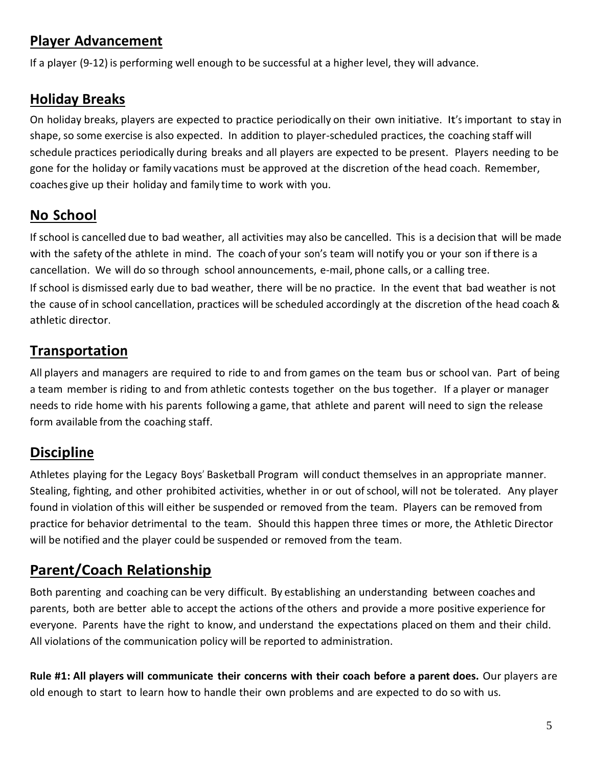## Player Advancement

If a player (9-12) is performing well enough to be successful at a higher level, they will advance.

## Holiday Breaks

On holiday breaks, players are expected to practice periodically on their own initiative. It's important to stay in shape, so some exercise is also expected. In addition to player-scheduled practices, the coaching staff will schedule practices periodically during breaks and all players are expected to be present. Players needing to be gone for the holiday or family vacations must be approved at the discretion of the head coach. Remember, coaches give up their holiday and family time to work with you.

## No School

If school is cancelled due to bad weather, all activities may also be cancelled. This is a decision that will be made with the safety of the athlete in mind. The coach of your son's team will notify you or your son if there is a cancellation. We will do so through school announcements, e-mail, phone calls, or a calling tree.

If school is dismissed early due to bad weather, there will be no practice. In the event that bad weather is not the cause of in school cancellation, practices will be scheduled accordingly at the discretion of the head coach & athletic director.

## Transportation

All players and managers are required to ride to and from games on the team bus or school van. Part of being a team member is riding to and from athletic contests together on the bus together. If a player or manager needs to ride home with his parents following a game, that athlete and parent will need to sign the release form available from the coaching staff.

## Discipline

Athletes playing for the Legacy Boys' Basketball Program will conduct themselves in an appropriate manner. Stealing, fighting, and other prohibited activities, whether in or out of school, will not be tolerated. Any player found in violation of this will either be suspended or removed from the team. Players can be removed from practice for behavior detrimental to the team. Should this happen three times or more, the Athletic Director will be notified and the player could be suspended or removed from the team.

## Parent/Coach Relationship

Both parenting and coaching can be very difficult. By establishing an understanding between coaches and parents, both are better able to accept the actions of the others and provide a more positive experience for everyone. Parents have the right to know, and understand the expectations placed on them and their child. All violations of the communication policy will be reported to administration.

**Rule #1: All players will communicate their concerns with their coach before a parent does.** Our players are old enough to start to learn how to handle their own problems and are expected to do so with us.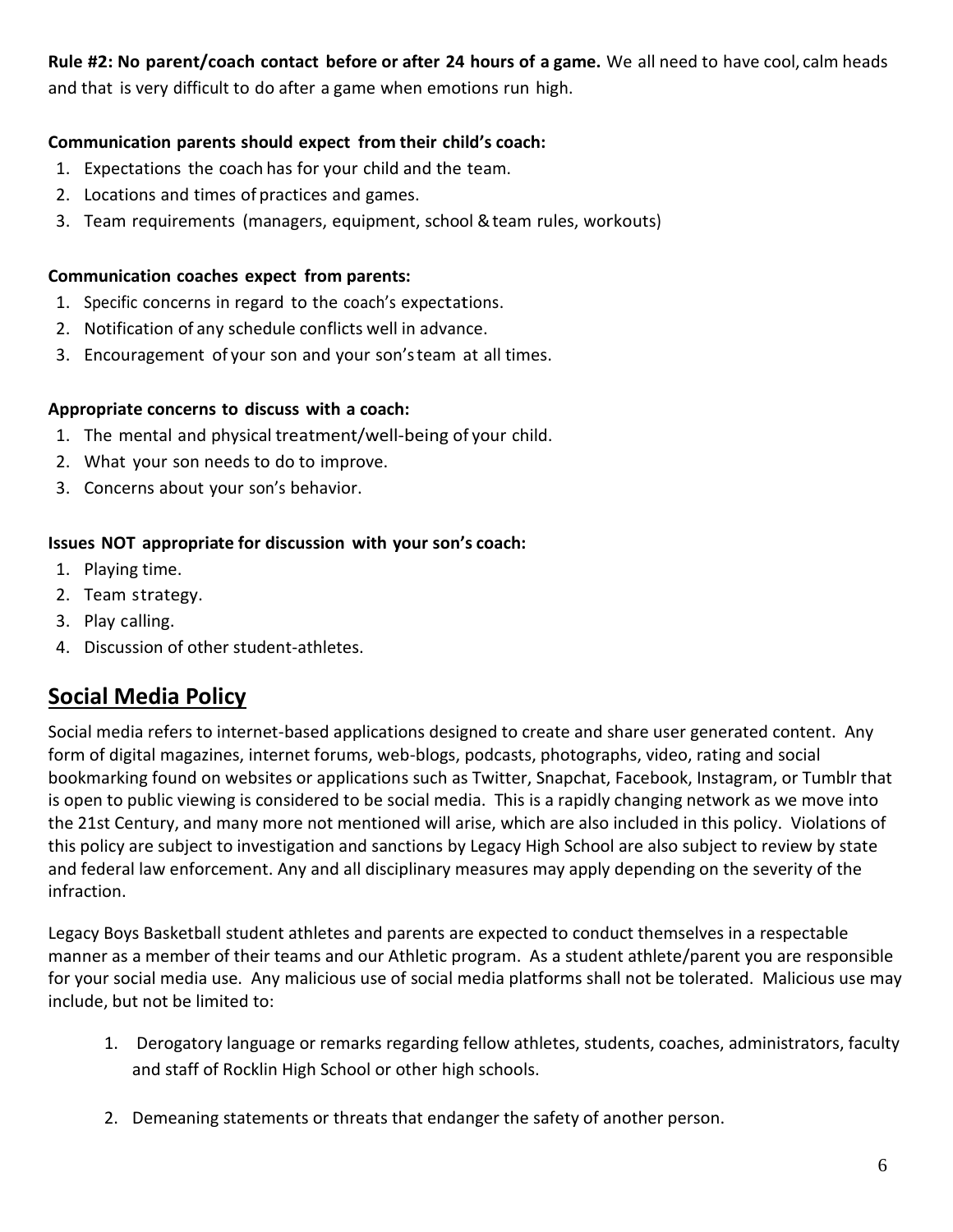**Rule #2: No parent/coach contact before or after 24 hours of a game.** We all need to have cool, calm heads and that is very difficult to do after a game when emotions run high.

**Communication parents should expect from their child's coach:**

1. Expectations the coach has for your child and the team.
2. Locations and times of practices and games.
3. Team requirements (managers, equipment, school & team rules, workouts)

**Communication coaches expect from parents:**

1. Specific concerns in regard to the coach's expectations.
2. Notification of any schedule conflicts well in advance.
3. Encouragement of your son and your son's team at all times.

**Appropriate concerns to discuss with a coach:**

1. The mental and physical treatment/well-being of your child.
2. What your son needs to do to improve.
3. Concerns about your son's behavior.

**Issues NOT appropriate for discussion with your son's coach:**

1. Playing time.
2. Team strategy.
3. Play calling.
4. Discussion of other student-athletes.

## Social Media Policy

Social media refers to internet-based applications designed to create and share user generated content. Any form of digital magazines, internet forums, web-blogs, podcasts, photographs, video, rating and social bookmarking found on websites or applications such as Twitter, Snapchat, Facebook, Instagram, or Tumblr that is open to public viewing is considered to be social media. This is a rapidly changing network as we move into the 21st Century, and many more not mentioned will arise, which are also included in this policy. Violations of this policy are subject to investigation and sanctions by Legacy High School are also subject to review by state and federal law enforcement. Any and all disciplinary measures may apply depending on the severity of the infraction.

Legacy Boys Basketball student athletes and parents are expected to conduct themselves in a respectable manner as a member of their teams and our Athletic program. As a student athlete/parent you are responsible for your social media use. Any malicious use of social media platforms shall not be tolerated. Malicious use may include, but not be limited to:

1. Derogatory language or remarks regarding fellow athletes, students, coaches, administrators, faculty and staff of Rocklin High School or other high schools.
2. Demeaning statements or threats that endanger the safety of another person.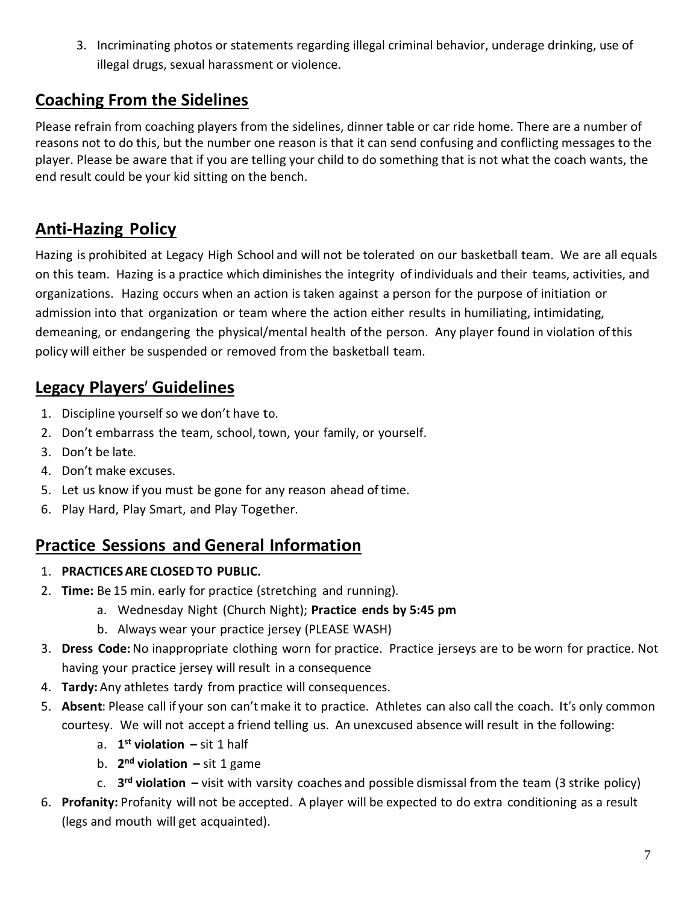3. Incriminating photos or statements regarding illegal criminal behavior, underage drinking, use of illegal drugs, sexual harassment or violence.

## Coaching From the Sidelines

Please refrain from coaching players from the sidelines, dinner table or car ride home. There are a number of reasons not to do this, but the number one reason is that it can send confusing and conflicting messages to the player. Please be aware that if you are telling your child to do something that is not what the coach wants, the end result could be your kid sitting on the bench.

## Anti-Hazing Policy

Hazing is prohibited at Legacy High School and will not be tolerated on our basketball team. We are all equals on this team. Hazing is a practice which diminishes the integrity of individuals and their teams, activities, and organizations. Hazing occurs when an action is taken against a person for the purpose of initiation or admission into that organization or team where the action either results in humiliating, intimidating, demeaning, or endangering the physical/mental health of the person. Any player found in violation of this policy will either be suspended or removed from the basketball team.

## Legacy Players' Guidelines

1. Discipline yourself so we don't have to.
2. Don't embarrass the team, school, town, your family, or yourself.
3. Don't be late.
4. Don't make excuses.
5. Let us know if you must be gone for any reason ahead of time.
6. Play Hard, Play Smart, and Play Together.

## Practice Sessions and General Information

1. **PRACTICES ARE CLOSED TO PUBLIC.**
2. **Time:** Be 15 min. early for practice (stretching and running).
   a. Wednesday Night (Church Night); **Practice ends by 5:45 pm**
   b. Always wear your practice jersey (PLEASE WASH)
3. **Dress Code:** No inappropriate clothing worn for practice. Practice jerseys are to be worn for practice. Not having your practice jersey will result in a consequence
4. **Tardy:** Any athletes tardy from practice will consequences.
5. **Absent**: Please call if your son can't make it to practice. Athletes can also call the coach. It's only common courtesy. We will not accept a friend telling us. An unexcused absence will result in the following:
   a. **1st violation –** sit 1 half
   b. **2nd violation –** sit 1 game
   c. **3rd violation –** visit with varsity coaches and possible dismissal from the team (3 strike policy)
6. **Profanity:** Profanity will not be accepted. A player will be expected to do extra conditioning as a result (legs and mouth will get acquainted).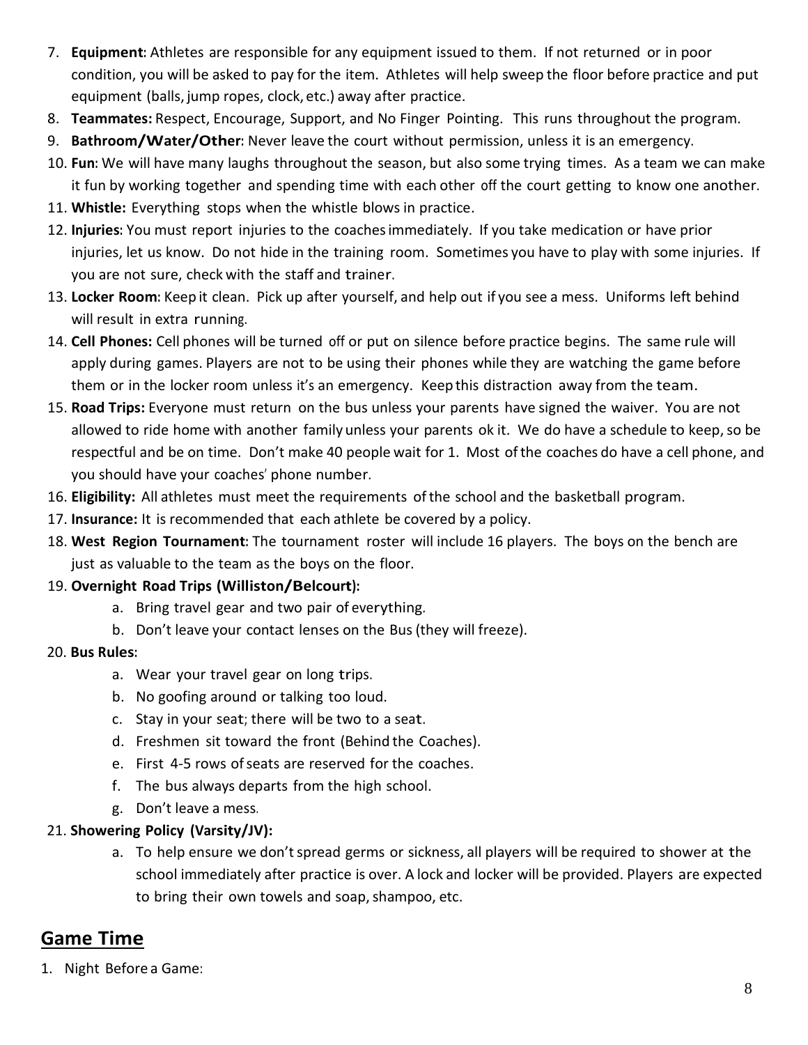7. **Equipment**: Athletes are responsible for any equipment issued to them. If not returned or in poor condition, you will be asked to pay for the item. Athletes will help sweep the floor before practice and put equipment (balls, jump ropes, clock, etc.) away after practice.
8. **Teammates:** Respect, Encourage, Support, and No Finger Pointing. This runs throughout the program.
9. **Bathroom/Water/Other**: Never leave the court without permission, unless it is an emergency.
10. **Fun**: We will have many laughs throughout the season, but also some trying times. As a team we can make it fun by working together and spending time with each other off the court getting to know one another.
11. **Whistle:** Everything stops when the whistle blows in practice.
12. **Injuries**: You must report injuries to the coaches immediately. If you take medication or have prior injuries, let us know. Do not hide in the training room. Sometimes you have to play with some injuries. If you are not sure, check with the staff and trainer.
13. **Locker Room**: Keep it clean. Pick up after yourself, and help out if you see a mess. Uniforms left behind will result in extra running.
14. **Cell Phones:** Cell phones will be turned off or put on silence before practice begins. The same rule will apply during games. Players are not to be using their phones while they are watching the game before them or in the locker room unless it's an emergency. Keep this distraction away from the team.
15. **Road Trips:** Everyone must return on the bus unless your parents have signed the waiver. You are not allowed to ride home with another family unless your parents ok it. We do have a schedule to keep, so be respectful and be on time. Don't make 40 people wait for 1. Most of the coaches do have a cell phone, and you should have your coaches' phone number.
16. **Eligibility:** All athletes must meet the requirements of the school and the basketball program.
17. **Insurance:** It is recommended that each athlete be covered by a policy.
18. **West Region Tournament**: The tournament roster will include 16 players. The boys on the bench are just as valuable to the team as the boys on the floor.
19. **Overnight Road Trips (Williston/Belcourt):**
    a. Bring travel gear and two pair of everything.
    b. Don't leave your contact lenses on the Bus (they will freeze).
20. **Bus Rules**:
    a. Wear your travel gear on long trips.
    b. No goofing around or talking too loud.
    c. Stay in your seat; there will be two to a seat.
    d. Freshmen sit toward the front (Behind the Coaches).
    e. First 4-5 rows of seats are reserved for the coaches.
    f. The bus always departs from the high school.
    g. Don't leave a mess.
21. **Showering Policy (Varsity/JV):**
    a. To help ensure we don't spread germs or sickness, all players will be required to shower at the school immediately after practice is over. A lock and locker will be provided. Players are expected to bring their own towels and soap, shampoo, etc.

## Game Time

1. Night Before a Game: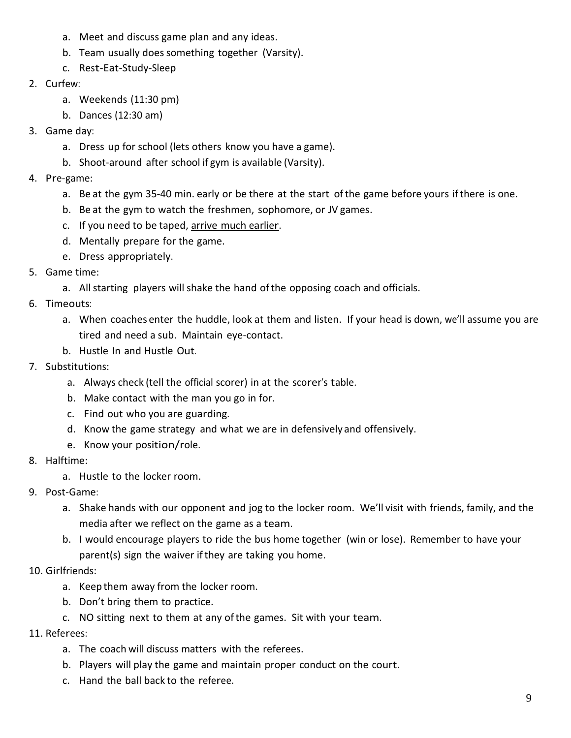a. Meet and discuss game plan and any ideas.
b. Team usually does something together (Varsity).
c. Rest-Eat-Study-Sleep

2. Curfew:
   a. Weekends (11:30 pm)
   b. Dances (12:30 am)
3. Game day:
   a. Dress up for school (lets others know you have a game).
   b. Shoot-around after school if gym is available (Varsity).
4. Pre-game:
   a. Be at the gym 35-40 min. early or be there at the start of the game before yours if there is one.
   b. Be at the gym to watch the freshmen, sophomore, or JV games.
   c. If you need to be taped, <u>arrive much earlier</u>.
   d. Mentally prepare for the game.
   e. Dress appropriately.
5. Game time:
   a. All starting players will shake the hand of the opposing coach and officials.
6. Timeouts:
   a. When coaches enter the huddle, look at them and listen. If your head is down, we'll assume you are tired and need a sub. Maintain eye-contact.
   b. Hustle In and Hustle Out.
7. Substitutions:
   a. Always check (tell the official scorer) in at the scorer's table.
   b. Make contact with the man you go in for.
   c. Find out who you are guarding.
   d. Know the game strategy and what we are in defensively and offensively.
   e. Know your position/role.
8. Halftime:
   a. Hustle to the locker room.
9. Post-Game:
   a. Shake hands with our opponent and jog to the locker room. We'll visit with friends, family, and the media after we reflect on the game as a team.
   b. I would encourage players to ride the bus home together (win or lose). Remember to have your parent(s) sign the waiver if they are taking you home.
10. Girlfriends:
    a. Keep them away from the locker room.
    b. Don't bring them to practice.
    c. NO sitting next to them at any of the games. Sit with your team.
11. Referees:
    a. The coach will discuss matters with the referees.
    b. Players will play the game and maintain proper conduct on the court.
    c. Hand the ball back to the referee.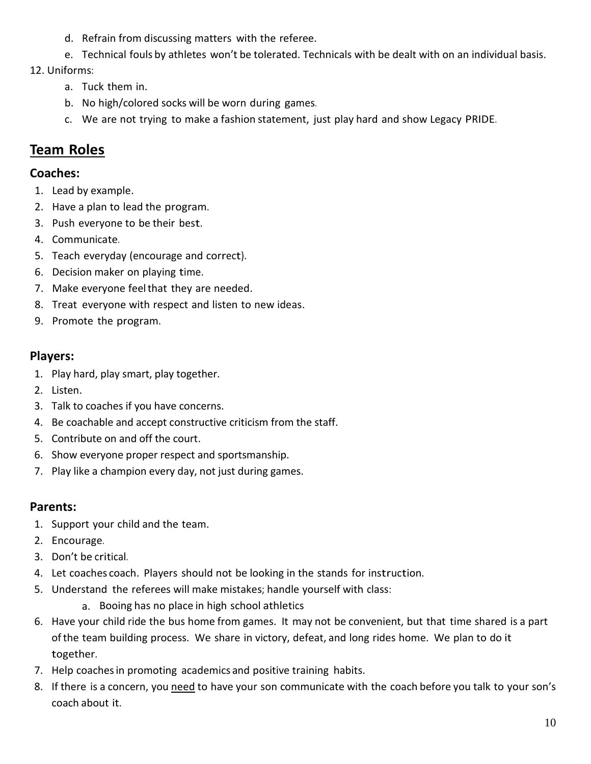d. Refrain from discussing matters with the referee.
e. Technical fouls by athletes won't be tolerated. Technicals with be dealt with on an individual basis.

12. Uniforms:
    a. Tuck them in.
    b. No high/colored socks will be worn during games.
    c. We are not trying to make a fashion statement, just play hard and show Legacy PRIDE.

## Team Roles

### Coaches:

1. Lead by example.
2. Have a plan to lead the program.
3. Push everyone to be their best.
4. Communicate.
5. Teach everyday (encourage and correct).
6. Decision maker on playing time.
7. Make everyone feel that they are needed.
8. Treat everyone with respect and listen to new ideas.
9. Promote the program.

### Players:

1. Play hard, play smart, play together.
2. Listen.
3. Talk to coaches if you have concerns.
4. Be coachable and accept constructive criticism from the staff.
5. Contribute on and off the court.
6. Show everyone proper respect and sportsmanship.
7. Play like a champion every day, not just during games.

### Parents:

1. Support your child and the team.
2. Encourage.
3. Don't be critical.
4. Let coaches coach. Players should not be looking in the stands for instruction.
5. Understand the referees will make mistakes; handle yourself with class:
    a. Booing has no place in high school athletics
6. Have your child ride the bus home from games. It may not be convenient, but that time shared is a part of the team building process. We share in victory, defeat, and long rides home. We plan to do it together.
7. Help coaches in promoting academics and positive training habits.
8. If there is a concern, you <u>need</u> to have your son communicate with the coach before you talk to your son's coach about it.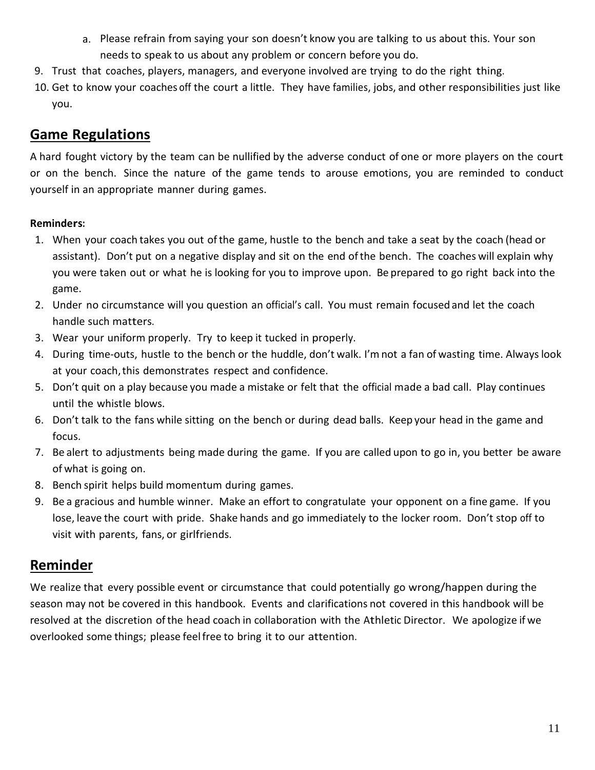a. Please refrain from saying your son doesn't know you are talking to us about this. Your son needs to speak to us about any problem or concern before you do.

9. Trust that coaches, players, managers, and everyone involved are trying to do the right thing.
10. Get to know your coaches off the court a little. They have families, jobs, and other responsibilities just like you.

## Game Regulations

A hard fought victory by the team can be nullified by the adverse conduct of one or more players on the court or on the bench. Since the nature of the game tends to arouse emotions, you are reminded to conduct yourself in an appropriate manner during games.

**Reminders:**

1. When your coach takes you out of the game, hustle to the bench and take a seat by the coach (head or assistant). Don't put on a negative display and sit on the end of the bench. The coaches will explain why you were taken out or what he is looking for you to improve upon. Be prepared to go right back into the game.
2. Under no circumstance will you question an official's call. You must remain focused and let the coach handle such matters.
3. Wear your uniform properly. Try to keep it tucked in properly.
4. During time-outs, hustle to the bench or the huddle, don't walk. I'm not a fan of wasting time. Always look at your coach, this demonstrates respect and confidence.
5. Don't quit on a play because you made a mistake or felt that the official made a bad call. Play continues until the whistle blows.
6. Don't talk to the fans while sitting on the bench or during dead balls. Keep your head in the game and focus.
7. Be alert to adjustments being made during the game. If you are called upon to go in, you better be aware of what is going on.
8. Bench spirit helps build momentum during games.
9. Be a gracious and humble winner. Make an effort to congratulate your opponent on a fine game. If you lose, leave the court with pride. Shake hands and go immediately to the locker room. Don't stop off to visit with parents, fans, or girlfriends.

## Reminder

We realize that every possible event or circumstance that could potentially go wrong/happen during the season may not be covered in this handbook. Events and clarifications not covered in this handbook will be resolved at the discretion of the head coach in collaboration with the Athletic Director. We apologize if we overlooked some things; please feel free to bring it to our attention.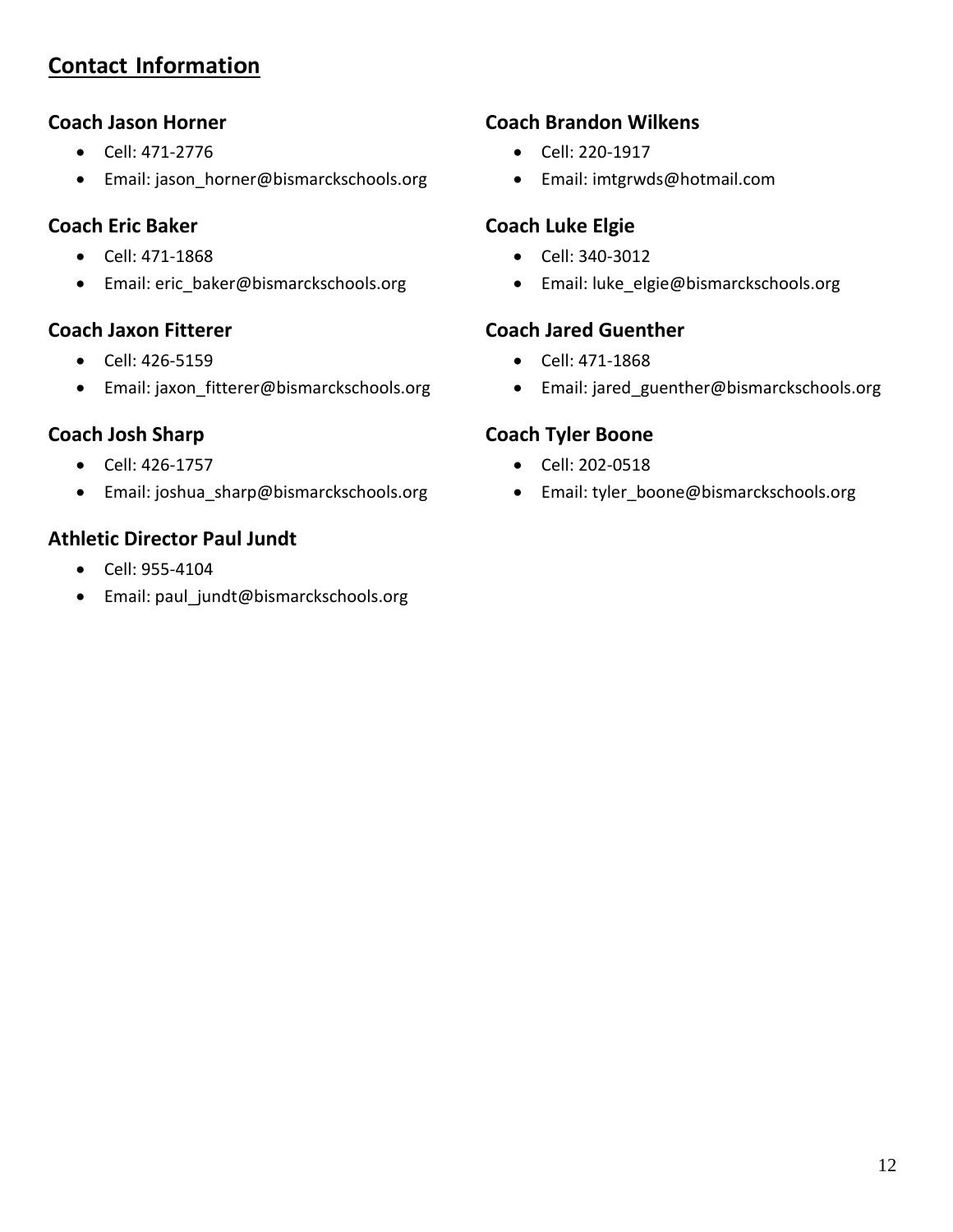## Contact Information

### Coach Jason Horner

- Cell: 471-2776
- Email: jason_horner@bismarckschools.org

### Coach Eric Baker

- Cell: 471-1868
- Email: eric_baker@bismarckschools.org

### Coach Jaxon Fitterer

- Cell: 426-5159
- Email: jaxon_fitterer@bismarckschools.org

### Coach Josh Sharp

- Cell: 426-1757
- Email: joshua_sharp@bismarckschools.org

### Athletic Director Paul Jundt

- Cell: 955-4104
- Email: paul_jundt@bismarckschools.org

### Coach Brandon Wilkens

- Cell: 220-1917
- Email: imtgrwds@hotmail.com

### Coach Luke Elgie

- Cell: 340-3012
- Email: luke_elgie@bismarckschools.org

### Coach Jared Guenther

- Cell: 471-1868
- Email: jared_guenther@bismarckschools.org

### Coach Tyler Boone

- Cell: 202-0518
- Email: tyler_boone@bismarckschools.org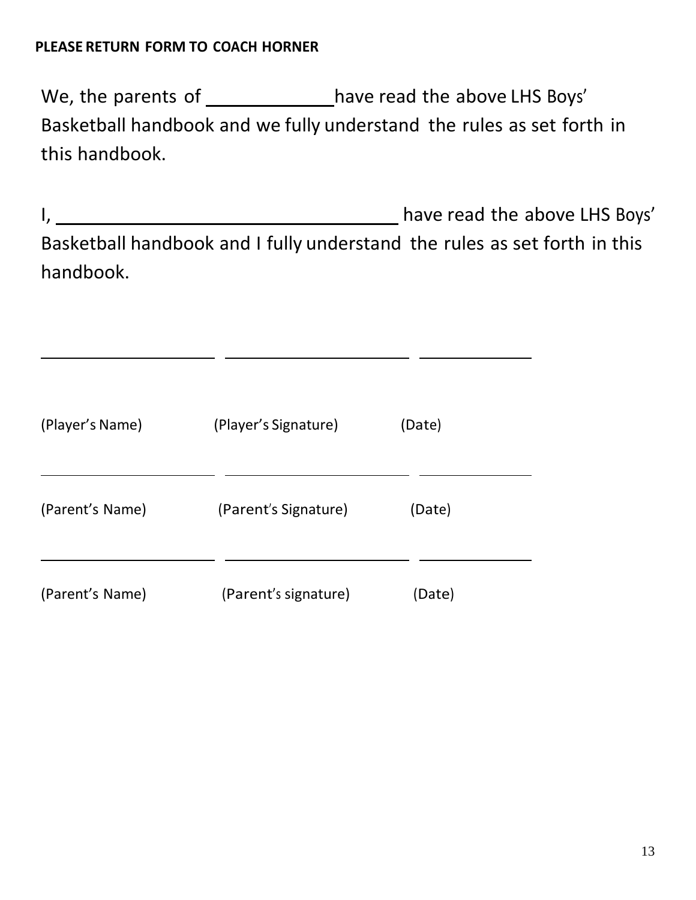**PLEASE RETURN FORM TO COACH HORNER**

We, the parents of _____________ have read the above LHS Boys' Basketball handbook and we fully understand the rules as set forth in this handbook.

I, ___________________________________ have read the above LHS Boys' Basketball handbook and I fully understand the rules as set forth in this handbook.

| | | |
|---|---|---|
| ____________________ | ____________________ | _____________ |
| (Player's Name) | (Player's Signature) | (Date) |
| ____________________ | ____________________ | _____________ |
| (Parent's Name) | (Parent's Signature) | (Date) |
| ____________________ | ____________________ | _____________ |
| (Parent's Name) | (Parent's signature) | (Date) |